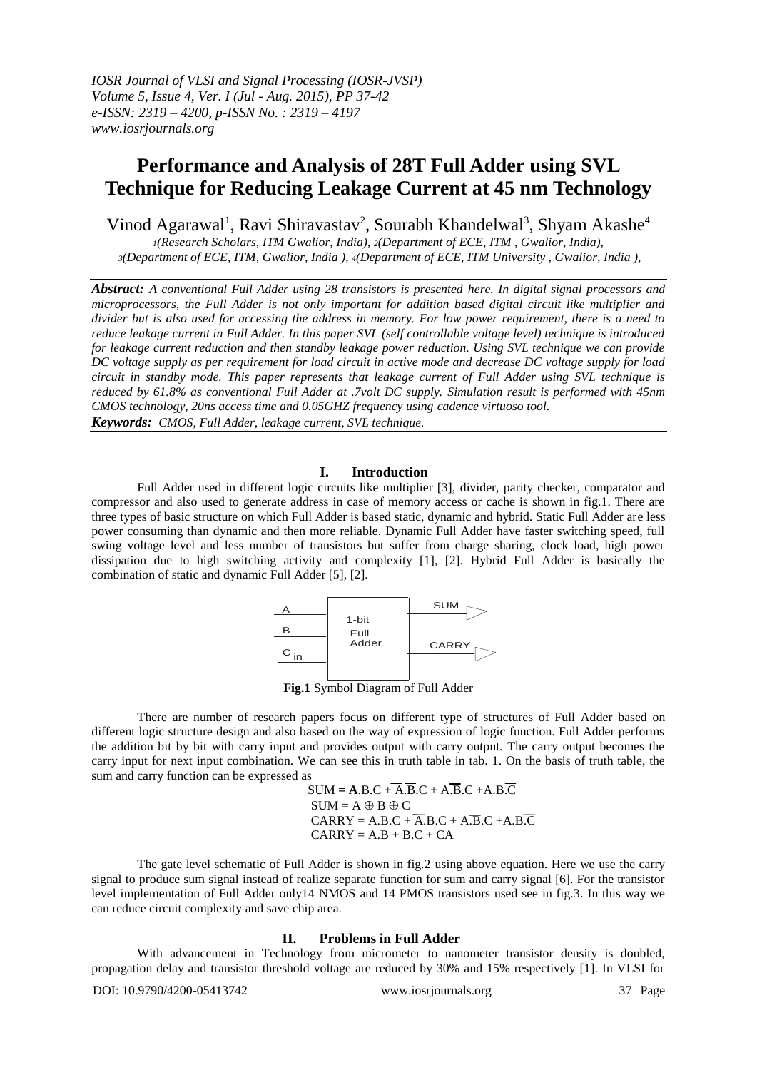*IOSR Journal of VLSI and Signal Processing (IOSR-JVSP)*
*Volume 5, Issue 4, Ver. I (Jul - Aug. 2015), PP 37-42*
*e-ISSN: 2319 – 4200, p-ISSN No. : 2319 – 4197*
*www.iosrjournals.org*

# Performance and Analysis of 28T Full Adder using SVL Technique for Reducing Leakage Current at 45 nm Technology

Vinod Agarawal[1], Ravi Shiravastav[2], Sourabh Khandelwal[3], Shyam Akashe[4]

*1(Research Scholars, ITM Gwalior, India), 2(Department of ECE, ITM , Gwalior, India), 3(Department of ECE, ITM, Gwalior, India ), 4(Department of ECE, ITM University , Gwalior, India ),*

***Abstract:*** *A conventional Full Adder using 28 transistors is presented here. In digital signal processors and microprocessors, the Full Adder is not only important for addition based digital circuit like multiplier and divider but is also used for accessing the address in memory. For low power requirement, there is a need to reduce leakage current in Full Adder. In this paper SVL (self controllable voltage level) technique is introduced for leakage current reduction and then standby leakage power reduction. Using SVL technique we can provide DC voltage supply as per requirement for load circuit in active mode and decrease DC voltage supply for load circuit in standby mode. This paper represents that leakage current of Full Adder using SVL technique is reduced by 61.8% as conventional Full Adder at .7volt DC supply. Simulation result is performed with 45nm CMOS technology, 20ns access time and 0.05GHZ frequency using cadence virtuoso tool.*

***Keywords:*** *CMOS, Full Adder, leakage current, SVL technique.*

## I. Introduction

Full Adder used in different logic circuits like multiplier [3], divider, parity checker, comparator and compressor and also used to generate address in case of memory access or cache is shown in fig.1. There are three types of basic structure on which Full Adder is based static, dynamic and hybrid. Static Full Adder are less power consuming than dynamic and then more reliable. Dynamic Full Adder have faster switching speed, full swing voltage level and less number of transistors but suffer from charge sharing, clock load, high power dissipation due to high switching activity and complexity [1], [2]. Hybrid Full Adder is basically the combination of static and dynamic Full Adder [5], [2].

A
B
C in
1-bit Full Adder
SUM
CARRY

**Fig.1** Symbol Diagram of Full Adder

There are number of research papers focus on different type of structures of Full Adder based on different logic structure design and also based on the way of expression of logic function. Full Adder performs the addition bit by bit with carry input and provides output with carry output. The carry output becomes the carry input for next input combination. We can see this in truth table in tab. 1. On the basis of truth table, the sum and carry function can be expressed as

$$SUM = A.B.C + \overline{A}.\overline{B}.C + A.\overline{B}.\overline{C} + \overline{A}.B.\overline{C}$$
$$SUM = A \oplus B \oplus C$$
$$CARRY = A.B.C + \overline{A}.B.C + A.\overline{B}.C + A.B.\overline{C}$$
$$CARRY = A.B + B.C + CA$$

The gate level schematic of Full Adder is shown in fig.2 using above equation. Here we use the carry signal to produce sum signal instead of realize separate function for sum and carry signal [6]. For the transistor level implementation of Full Adder only14 NMOS and 14 PMOS transistors used see in fig.3. In this way we can reduce circuit complexity and save chip area.

## II. Problems in Full Adder

With advancement in Technology from micrometer to nanometer transistor density is doubled, propagation delay and transistor threshold voltage are reduced by 30% and 15% respectively [1]. In VLSI for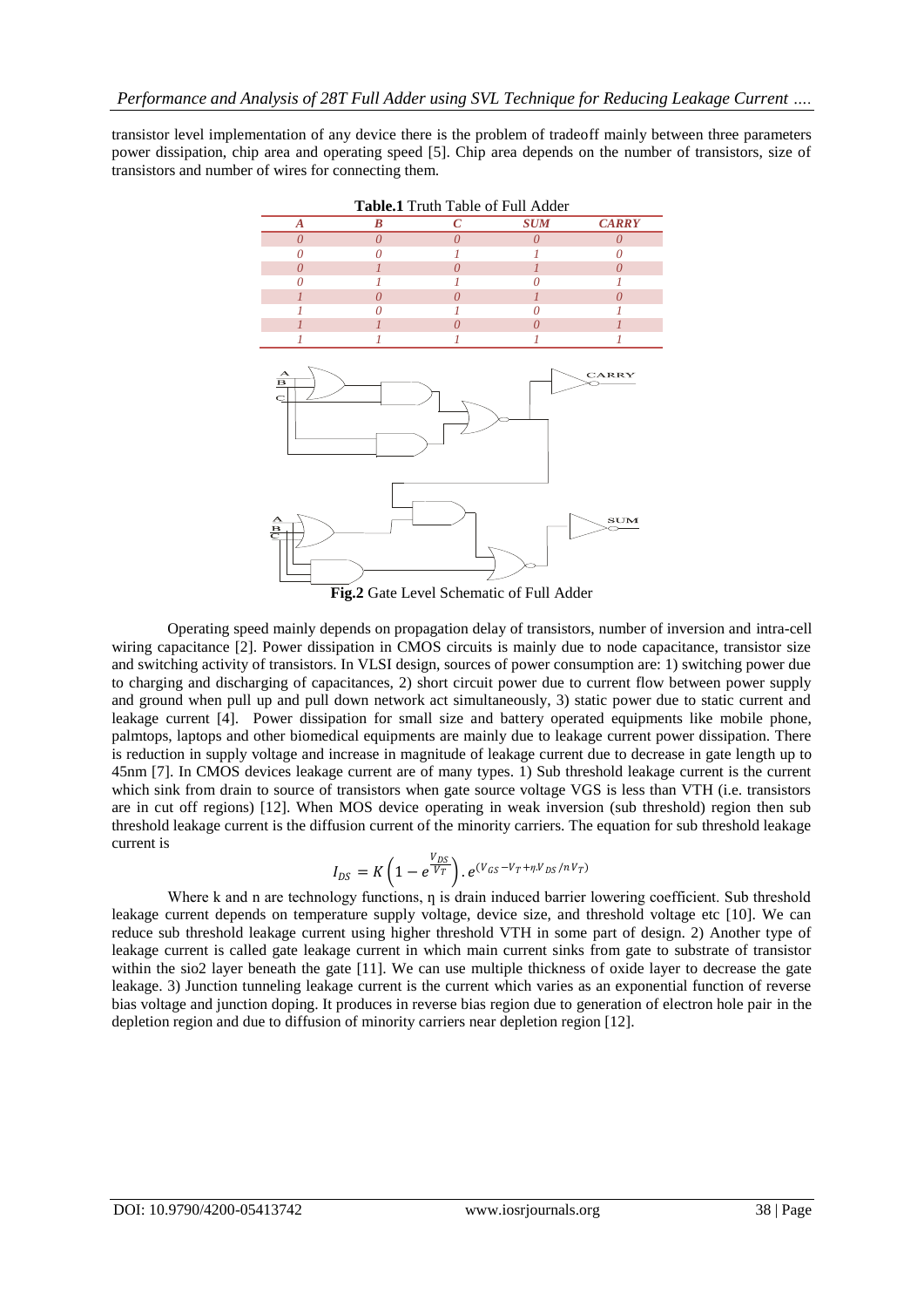transistor level implementation of any device there is the problem of tradeoff mainly between three parameters power dissipation, chip area and operating speed [5]. Chip area depends on the number of transistors, size of transistors and number of wires for connecting them.

**Table.1** Truth Table of Full Adder

| *A* | *B* | *C* | *SUM* | *CARRY* |
|---|---|---|---|---|
| *0* | *0* | *0* | *0* | *0* |
| *0* | *0* | *1* | *1* | *0* |
| *0* | *1* | *0* | *1* | *0* |
| *0* | *1* | *1* | *0* | *1* |
| *1* | *0* | *0* | *1* | *0* |
| *1* | *0* | *1* | *0* | *1* |
| *1* | *1* | *0* | *0* | *1* |
| *1* | *1* | *1* | *1* | *1* |

A
B
C
CARRY
A
B
C
SUM

**Fig.2** Gate Level Schematic of Full Adder

Operating speed mainly depends on propagation delay of transistors, number of inversion and intra-cell wiring capacitance [2]. Power dissipation in CMOS circuits is mainly due to node capacitance, transistor size and switching activity of transistors. In VLSI design, sources of power consumption are: 1) switching power due to charging and discharging of capacitances, 2) short circuit power due to current flow between power supply and ground when pull up and pull down network act simultaneously, 3) static power due to static current and leakage current [4]. Power dissipation for small size and battery operated equipments like mobile phone, palmtops, laptops and other biomedical equipments are mainly due to leakage current power dissipation. There is reduction in supply voltage and increase in magnitude of leakage current due to decrease in gate length up to 45nm [7]. In CMOS devices leakage current are of many types. 1) Sub threshold leakage current is the current which sink from drain to source of transistors when gate source voltage VGS is less than VTH (i.e. transistors are in cut off regions) [12]. When MOS device operating in weak inversion (sub threshold) region then sub threshold leakage current is the diffusion current of the minority carriers. The equation for sub threshold leakage current is

$$I_{DS} = K\left(1 - e^{\frac{V_{DS}}{V_T}}\right).e^{(V_{GS} - V_T + \eta V_{DS}/nV_T)}$$

Where k and n are technology functions, η is drain induced barrier lowering coefficient. Sub threshold leakage current depends on temperature supply voltage, device size, and threshold voltage etc [10]. We can reduce sub threshold leakage current using higher threshold VTH in some part of design. 2) Another type of leakage current is called gate leakage current in which main current sinks from gate to substrate of transistor within the sio2 layer beneath the gate [11]. We can use multiple thickness of oxide layer to decrease the gate leakage. 3) Junction tunneling leakage current is the current which varies as an exponential function of reverse bias voltage and junction doping. It produces in reverse bias region due to generation of electron hole pair in the depletion region and due to diffusion of minority carriers near depletion region [12].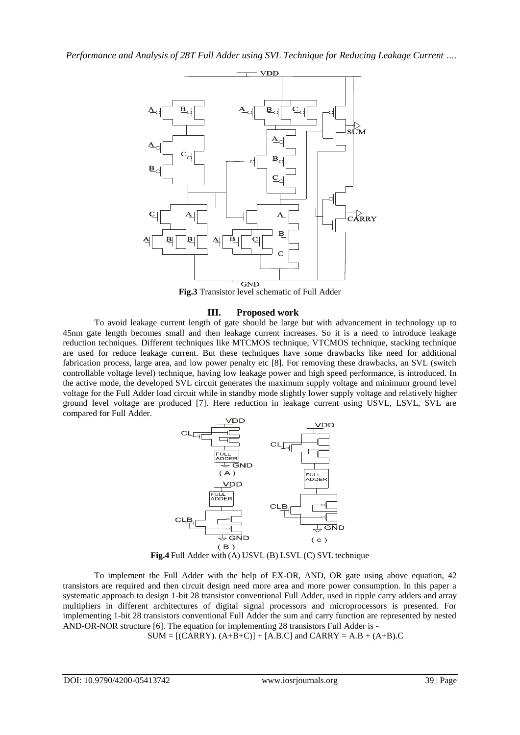Fig.3 Transistor level schematic of Full Adder

## III. Proposed work

To avoid leakage current length of gate should be large but with advancement in technology up to 45nm gate length becomes small and then leakage current increases. So it is a need to introduce leakage reduction techniques. Different techniques like MTCMOS technique, VTCMOS technique, stacking technique are used for reduce leakage current. But these techniques have some drawbacks like need for additional fabrication process, large area, and low power penalty etc [8]. For removing these drawbacks, an SVL (switch controllable voltage level) technique, having low leakage power and high speed performance, is introduced. In the active mode, the developed SVL circuit generates the maximum supply voltage and minimum ground level voltage for the Full Adder load circuit while in standby mode slightly lower supply voltage and relatively higher ground level voltage are produced [7]. Here reduction in leakage current using USVL, LSVL, SVL are compared for Full Adder.

Fig.4 Full Adder with (A) USVL (B) LSVL (C) SVL technique

To implement the Full Adder with the help of EX-OR, AND, OR gate using above equation, 42 transistors are required and then circuit design need more area and more power consumption. In this paper a systematic approach to design 1-bit 28 transistor conventional Full Adder, used in ripple carry adders and array multipliers in different architectures of digital signal processors and microprocessors is presented. For implementing 1-bit 28 transistors conventional Full Adder the sum and carry function are represented by nested AND-OR-NOR structure [6]. The equation for implementing 28 transistors Full Adder is -

$$SUM = [(CARRY).\ (A+B+C)] + [A.B.C] \text{ and } CARRY = A.B + (A+B).C$$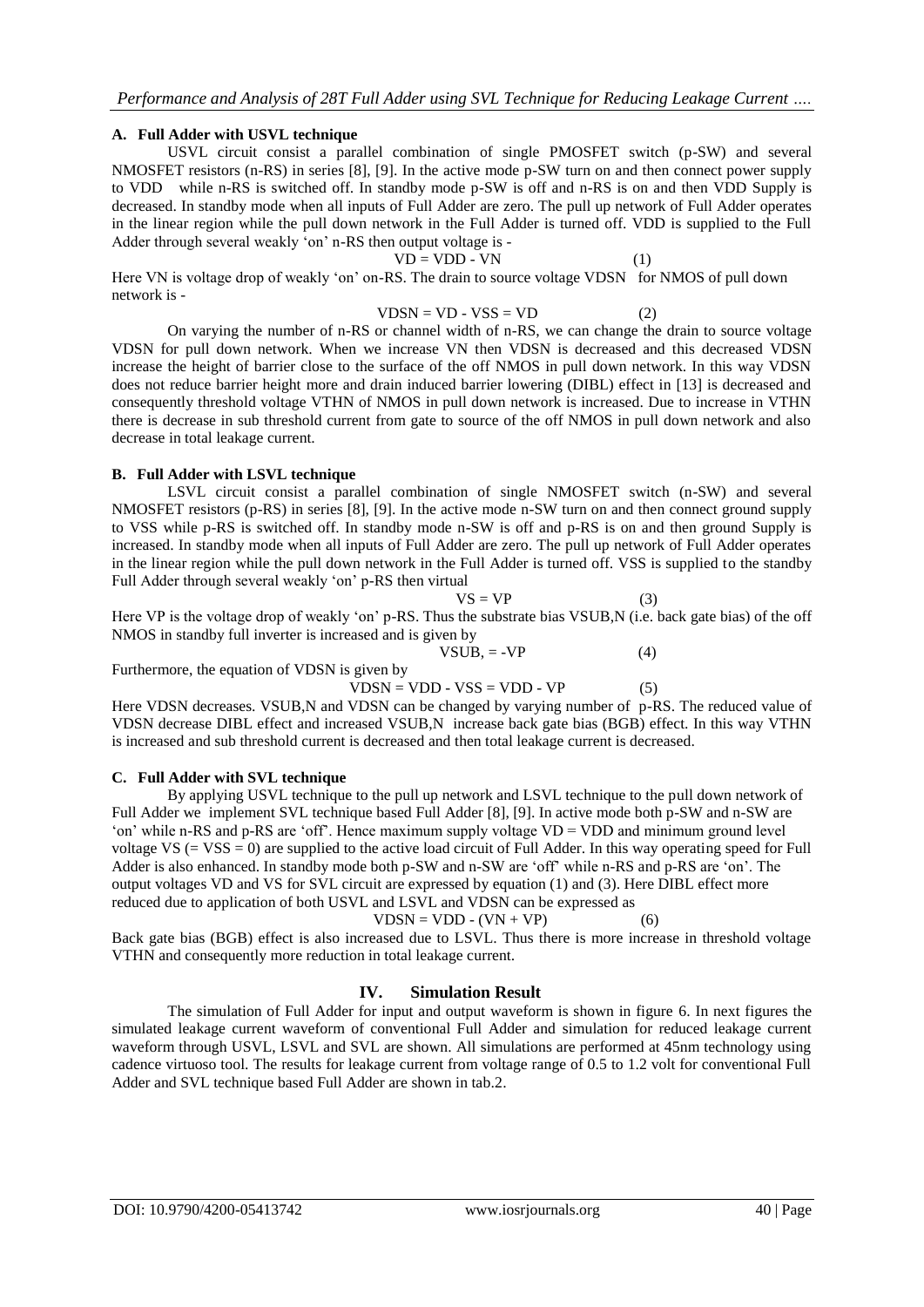### A. Full Adder with USVL technique

USVL circuit consist a parallel combination of single PMOSFET switch (p-SW) and several NMOSFET resistors (n-RS) in series [8], [9]. In the active mode p-SW turn on and then connect power supply to VDD while n-RS is switched off. In standby mode p-SW is off and n-RS is on and then VDD Supply is decreased. In standby mode when all inputs of Full Adder are zero. The pull up network of Full Adder operates in the linear region while the pull down network in the Full Adder is turned off. VDD is supplied to the Full Adder through several weakly 'on' n-RS then output voltage is -

$$VD = VDD - VN \quad (1)$$

Here VN is voltage drop of weakly 'on' on-RS. The drain to source voltage VDSN for NMOS of pull down network is -

$$VDSN = VD - VSS = VD \quad (2)$$

On varying the number of n-RS or channel width of n-RS, we can change the drain to source voltage VDSN for pull down network. When we increase VN then VDSN is decreased and this decreased VDSN increase the height of barrier close to the surface of the off NMOS in pull down network. In this way VDSN does not reduce barrier height more and drain induced barrier lowering (DIBL) effect in [13] is decreased and consequently threshold voltage VTHN of NMOS in pull down network is increased. Due to increase in VTHN there is decrease in sub threshold current from gate to source of the off NMOS in pull down network and also decrease in total leakage current.

### B. Full Adder with LSVL technique

LSVL circuit consist a parallel combination of single NMOSFET switch (n-SW) and several NMOSFET resistors (p-RS) in series [8], [9]. In the active mode n-SW turn on and then connect ground supply to VSS while p-RS is switched off. In standby mode n-SW is off and p-RS is on and then ground Supply is increased. In standby mode when all inputs of Full Adder are zero. The pull up network of Full Adder operates in the linear region while the pull down network in the Full Adder is turned off. VSS is supplied to the standby Full Adder through several weakly 'on' p-RS then virtual

$$VS = VP \quad (3)$$

Here VP is the voltage drop of weakly 'on' p-RS. Thus the substrate bias VSUB,N (i.e. back gate bias) of the off NMOS in standby full inverter is increased and is given by

$$VSUB, = -VP \quad (4)$$

Furthermore, the equation of VDSN is given by

$$VDSN = VDD - VSS = VDD - VP \quad (5)$$

Here VDSN decreases. VSUB,N and VDSN can be changed by varying number of p-RS. The reduced value of VDSN decrease DIBL effect and increased VSUB,N increase back gate bias (BGB) effect. In this way VTHN is increased and sub threshold current is decreased and then total leakage current is decreased.

### C. Full Adder with SVL technique

By applying USVL technique to the pull up network and LSVL technique to the pull down network of Full Adder we implement SVL technique based Full Adder [8], [9]. In active mode both p-SW and n-SW are 'on' while n-RS and p-RS are 'off'. Hence maximum supply voltage VD = VDD and minimum ground level voltage VS (= VSS = 0) are supplied to the active load circuit of Full Adder. In this way operating speed for Full Adder is also enhanced. In standby mode both p-SW and n-SW are 'off' while n-RS and p-RS are 'on'. The output voltages VD and VS for SVL circuit are expressed by equation (1) and (3). Here DIBL effect more reduced due to application of both USVL and LSVL and VDSN can be expressed as

$$VDSN = VDD - (VN + VP) \quad (6)$$

Back gate bias (BGB) effect is also increased due to LSVL. Thus there is more increase in threshold voltage VTHN and consequently more reduction in total leakage current.

## IV. Simulation Result

The simulation of Full Adder for input and output waveform is shown in figure 6. In next figures the simulated leakage current waveform of conventional Full Adder and simulation for reduced leakage current waveform through USVL, LSVL and SVL are shown. All simulations are performed at 45nm technology using cadence virtuoso tool. The results for leakage current from voltage range of 0.5 to 1.2 volt for conventional Full Adder and SVL technique based Full Adder are shown in tab.2.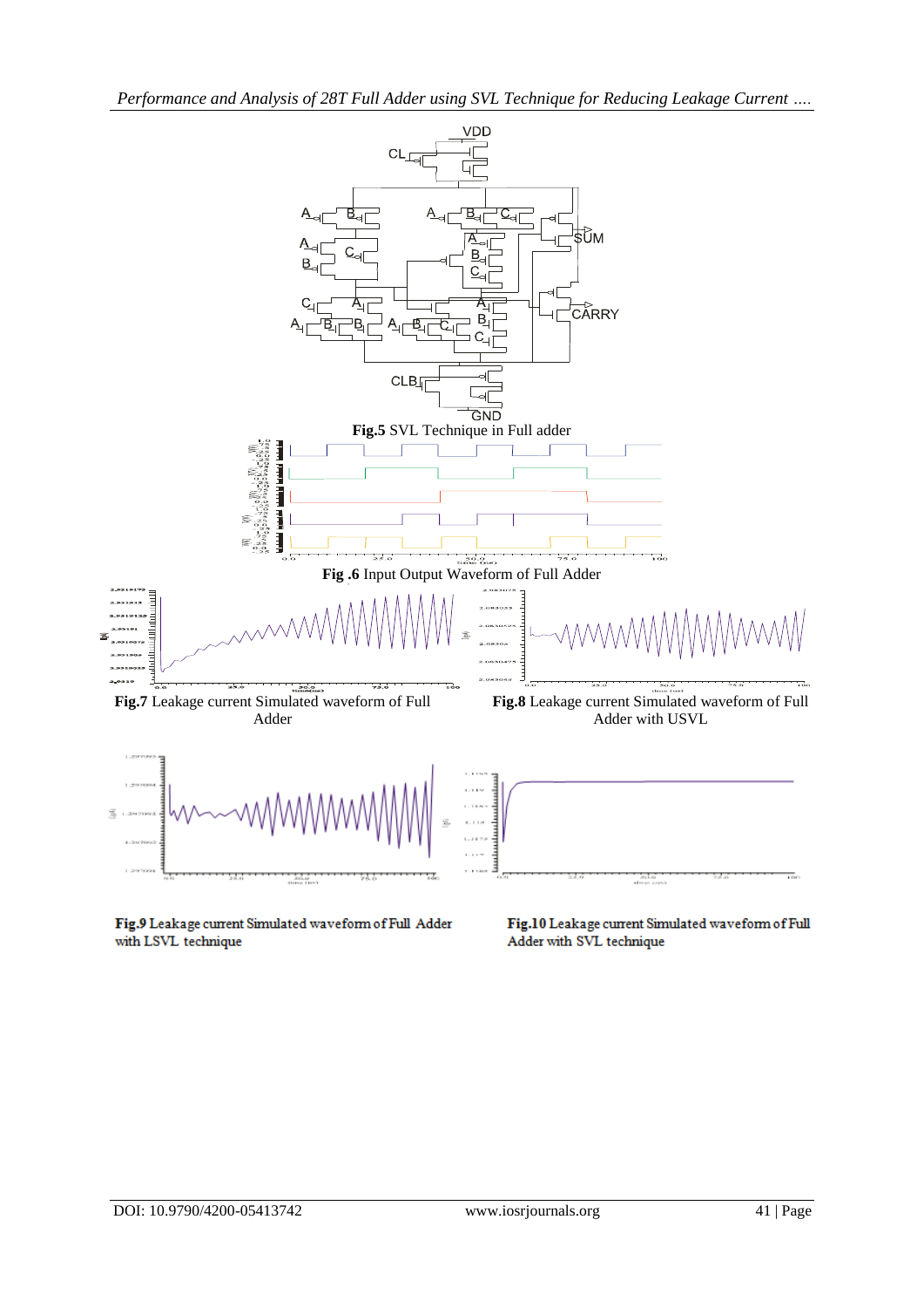Fig.5 SVL Technique in Full adder

Fig .6 Input Output Waveform of Full Adder

Fig.7 Leakage current Simulated waveform of Full Adder

Fig.8 Leakage current Simulated waveform of Full Adder with USVL

Fig.9 Leakage current Simulated waveform of Full Adder with LSVL technique

Fig.10 Leakage current Simulated waveform of Full Adder with SVL technique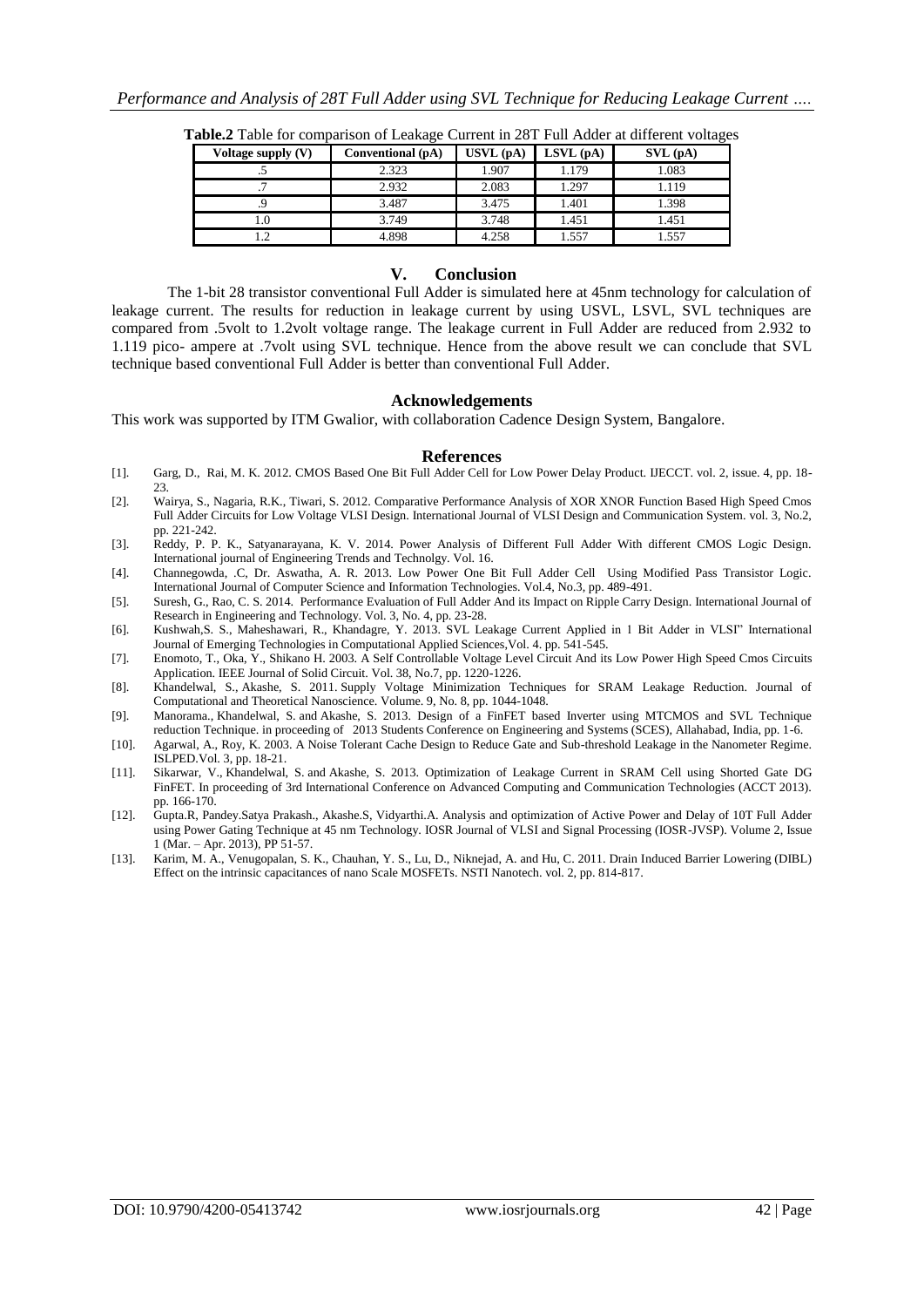**Table.2** Table for comparison of Leakage Current in 28T Full Adder at different voltages

| Voltage supply (V) | Conventional (pA) | USVL (pA) | LSVL (pA) | SVL (pA) |
|---|---|---|---|---|
| .5 | 2.323 | 1.907 | 1.179 | 1.083 |
| .7 | 2.932 | 2.083 | 1.297 | 1.119 |
| .9 | 3.487 | 3.475 | 1.401 | 1.398 |
| 1.0 | 3.749 | 3.748 | 1.451 | 1.451 |
| 1.2 | 4.898 | 4.258 | 1.557 | 1.557 |

## V. Conclusion

The 1-bit 28 transistor conventional Full Adder is simulated here at 45nm technology for calculation of leakage current. The results for reduction in leakage current by using USVL, LSVL, SVL techniques are compared from .5volt to 1.2volt voltage range. The leakage current in Full Adder are reduced from 2.932 to 1.119 pico- ampere at .7volt using SVL technique. Hence from the above result we can conclude that SVL technique based conventional Full Adder is better than conventional Full Adder.

## Acknowledgements

This work was supported by ITM Gwalior, with collaboration Cadence Design System, Bangalore.

## References

[1]. Garg, D., Rai, M. K. 2012. CMOS Based One Bit Full Adder Cell for Low Power Delay Product. IJECCT. vol. 2, issue. 4, pp. 18-23.

[2]. Wairya, S., Nagaria, R.K., Tiwari, S. 2012. Comparative Performance Analysis of XOR XNOR Function Based High Speed Cmos Full Adder Circuits for Low Voltage VLSI Design. International Journal of VLSI Design and Communication System. vol. 3, No.2, pp. 221-242.

[3]. Reddy, P. P. K., Satyanarayana, K. V. 2014. Power Analysis of Different Full Adder With different CMOS Logic Design. International journal of Engineering Trends and Technolgy. Vol. 16.

[4]. Channegowda, .C, Dr. Aswatha, A. R. 2013. Low Power One Bit Full Adder Cell Using Modified Pass Transistor Logic. International Journal of Computer Science and Information Technologies. Vol.4, No.3, pp. 489-491.

[5]. Suresh, G., Rao, C. S. 2014. Performance Evaluation of Full Adder And its Impact on Ripple Carry Design. International Journal of Research in Engineering and Technology. Vol. 3, No. 4, pp. 23-28.

[6]. Kushwah,S. S., Maheshawari, R., Khandagre, Y. 2013. SVL Leakage Current Applied in 1 Bit Adder in VLSI" International Journal of Emerging Technologies in Computational Applied Sciences,Vol. 4. pp. 541-545.

[7]. Enomoto, T., Oka, Y., Shikano H. 2003. A Self Controllable Voltage Level Circuit And its Low Power High Speed Cmos Circuits Application. IEEE Journal of Solid Circuit. Vol. 38, No.7, pp. 1220-1226.

[8]. Khandelwal, S., Akashe, S. 2011. Supply Voltage Minimization Techniques for SRAM Leakage Reduction. Journal of Computational and Theoretical Nanoscience. Volume. 9, No. 8, pp. 1044-1048.

[9]. Manorama., Khandelwal, S. and Akashe, S. 2013. Design of a FinFET based Inverter using MTCMOS and SVL Technique reduction Technique. in proceeding of 2013 Students Conference on Engineering and Systems (SCES), Allahabad, India, pp. 1-6.

[10]. Agarwal, A., Roy, K. 2003. A Noise Tolerant Cache Design to Reduce Gate and Sub-threshold Leakage in the Nanometer Regime. ISLPED.Vol. 3, pp. 18-21.

[11]. Sikarwar, V., Khandelwal, S. and Akashe, S. 2013. Optimization of Leakage Current in SRAM Cell using Shorted Gate DG FinFET. In proceeding of 3rd International Conference on Advanced Computing and Communication Technologies (ACCT 2013). pp. 166-170.

[12]. Gupta.R, Pandey.Satya Prakash., Akashe.S, Vidyarthi.A. Analysis and optimization of Active Power and Delay of 10T Full Adder using Power Gating Technique at 45 nm Technology. IOSR Journal of VLSI and Signal Processing (IOSR-JVSP). Volume 2, Issue 1 (Mar. – Apr. 2013), PP 51-57.

[13]. Karim, M. A., Venugopalan, S. K., Chauhan, Y. S., Lu, D., Niknejad, A. and Hu, C. 2011. Drain Induced Barrier Lowering (DIBL) Effect on the intrinsic capacitances of nano Scale MOSFETs. NSTI Nanotech. vol. 2, pp. 814-817.